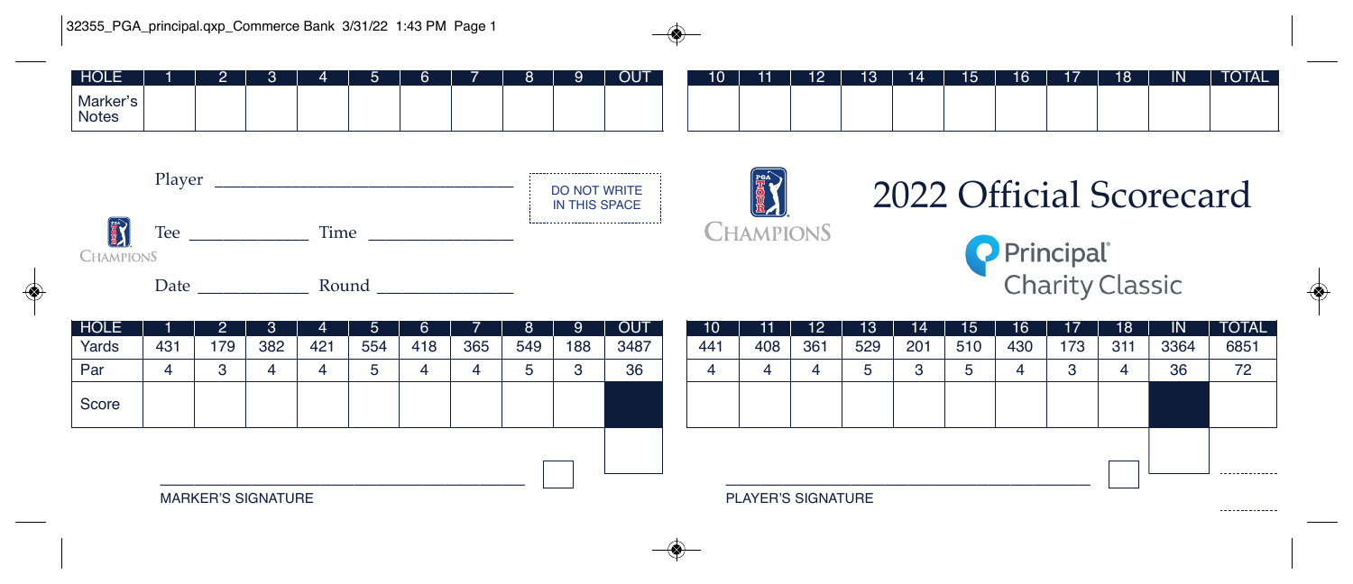| HOLE | 1 | 2 | 3 | 4 | 5 | 6 | 7 | 8 | 9 | OUT | 10 | 11 | 12 | 13 | 14 | 15 | 16 | 17 | 18 | IN | TOTAL |
|---|---|---|---|---|---|---|---|---|---|---|---|---|---|---|---|---|---|---|---|---|---|
| Marker's Notes | | | | | | | | | | | | | | | | | | | | | |

Player ______________________________

DO NOT WRITE IN THIS SPACE

Tee ____________ Time ______________

Date ____________ Round ______________

CHAMPIONS

# 2022 Official Scorecard

Principal® Charity Classic

| HOLE | 1 | 2 | 3 | 4 | 5 | 6 | 7 | 8 | 9 | OUT | 10 | 11 | 12 | 13 | 14 | 15 | 16 | 17 | 18 | IN | TOTAL |
|---|---|---|---|---|---|---|---|---|---|---|---|---|---|---|---|---|---|---|---|---|---|
| Yards | 431 | 179 | 382 | 421 | 554 | 418 | 365 | 549 | 188 | 3487 | 441 | 408 | 361 | 529 | 201 | 510 | 430 | 173 | 311 | 3364 | 6851 |
| Par | 4 | 3 | 4 | 4 | 5 | 4 | 4 | 5 | 3 | 36 | 4 | 4 | 4 | 5 | 3 | 5 | 4 | 3 | 4 | 36 | 72 |
| Score | | | | | | | | | | | | | | | | | | | | | |

______________________________________
MARKER'S SIGNATURE

______________________________________
PLAYER'S SIGNATURE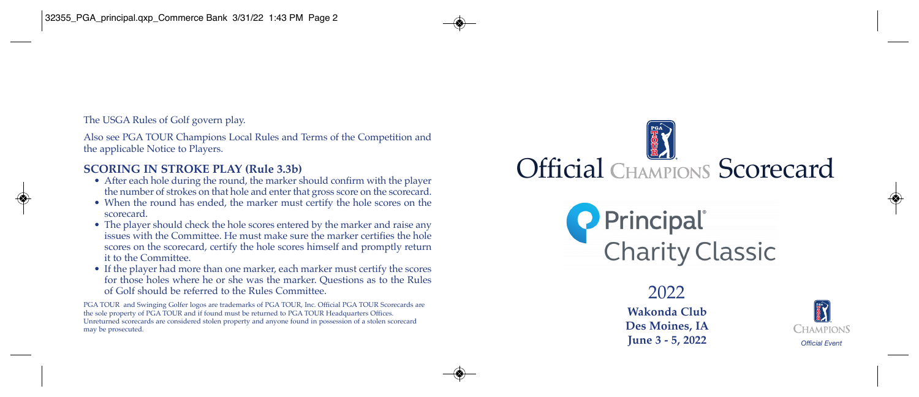The USGA Rules of Golf govern play.

Also see PGA TOUR Champions Local Rules and Terms of the Competition and the applicable Notice to Players.

## SCORING IN STROKE PLAY (Rule 3.3b)

- After each hole during the round, the marker should confirm with the player the number of strokes on that hole and enter that gross score on the scorecard.
- When the round has ended, the marker must certify the hole scores on the scorecard.
- The player should check the hole scores entered by the marker and raise any issues with the Committee. He must make sure the marker certifies the hole scores on the scorecard, certify the hole scores himself and promptly return it to the Committee.
- If the player had more than one marker, each marker must certify the scores for those holes where he or she was the marker. Questions as to the Rules of Golf should be referred to the Rules Committee.

PGA TOUR and Swinging Golfer logos are trademarks of PGA TOUR, Inc. Official PGA TOUR Scorecards are the sole property of PGA TOUR and if found must be returned to PGA TOUR Headquarters Offices. Unreturned scorecards are considered stolen property and anyone found in possession of a stolen scorecard may be prosecuted.

# Official CHAMPIONS Scorecard

## Principal® Charity Classic

2022

**Wakonda Club**
**Des Moines, IA**
**June 3 - 5, 2022**

CHAMPIONS
*Official Event*